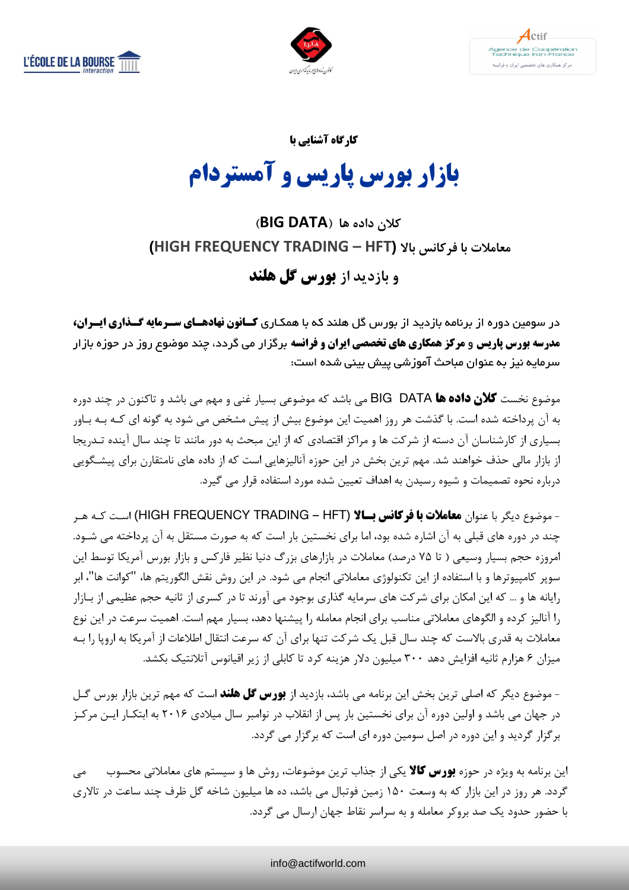L'ÉCOLE DE LA BOURSE interaction

کانون نهادهای سرمایه گذاری ایران

Actif
Agence de Coopération Technique Iran-France
مرکز همکاری های تخصصی ایران و فرانسه

**کارگاه آشنایی با**

# بازار بورس پاریس و آمستردام

## کلان داده ها (BIG DATA)

## معاملات با فرکانس بالا (HIGH FREQUENCY TRADING – HFT)

## و بازدید از **بورس گل هلند**

در سومین دوره از برنامه بازدید از بورس گل هلند که با همکاری **کانون نهادهای سرمایه گذاری ایران، مدرسه بورس پاریس** و **مرکز همکاری های تخصصی ایران و فرانسه** برگزار می گردد، چند موضوع روز در حوزه بازار سرمایه نیز به عنوان مباحث آموزشی پیش بینی شده است:

موضوع نخست **کلان داده ها** BIG DATA می باشد که موضوعی بسیار غنی و مهم می باشد و تاکنون در چند دوره به آن پرداخته شده است. با گذشت هر روز اهمیت این موضوع بیش از پیش مشخص می شود به گونه ای که به باور بسیاری از کارشناسان آن دسته از شرکت ها و مراکز اقتصادی که از این مبحث به دور مانند تا چند سال آینده تدریجا از بازار مالی حذف خواهند شد. مهم ترین بخش در این حوزه آنالیزهایی است که از داده های نامتقارن برای پیشگویی درباره نحوه تصمیمات و شیوه رسیدن به اهداف تعیین شده مورد استفاده قرار می گیرد.

- موضوع دیگر با عنوان **معاملات با فرکانس بالا** (HIGH FREQUENCY TRADING – HFT) است که هر چند در دوره های قبلی به آن اشاره شده بود، اما برای نخستین بار است که به صورت مستقل به آن پرداخته می شود. امروزه حجم بسیار وسیعی ( تا ۷۵ درصد) معاملات در بازارهای بزرگ دنیا نظیر فارکس و بازار بورس آمریکا توسط این سوپر کامپیوترها و با استفاده از این تکنولوژی معاملاتی انجام می شود. در این روش نقش الگوریتم ها، "کوانت ها"، ابر رایانه ها و ... که این امکان برای شرکت های سرمایه گذاری بوجود می آورند تا در کسری از ثانیه حجم عظیمی از بازار را آنالیز کرده و الگوهای معاملاتی مناسب برای انجام معامله را پیشنها دهد، بسیار مهم است. اهمیت سرعت در این نوع معاملات به قدری بالاست که چند سال قبل یک شرکت تنها برای آن که سرعت انتقال اطلاعات از آمریکا به اروپا را به میزان ۶ هزارم ثانیه افزایش دهد ۳۰۰ میلیون دلار هزینه کرد تا کابلی از زیر اقیانوس آتلانتیک بکشد.

- موضوع دیگر که اصلی ترین بخش این برنامه می باشد، بازدید از **بورس گل هلند** است که مهم ترین بازار بورس گل در جهان می باشد و اولین دوره آن برای نخستین بار پس از انقلاب در نوامبر سال میلادی ۲۰۱۶ به ابتکار این مرکز برگزار گردید و این دوره در اصل سومین دوره ای است که برگزار می گردد.

این برنامه به ویژه در حوزه **بورس کالا** یکی از جذاب ترین موضوعات، روش ها و سیستم های معاملاتی محسوب می گردد. هر روز در این بازار که به وسعت ۱۵۰ زمین فوتبال می باشد، ده ها میلیون شاخه گل ظرف چند ساعت در تالاری با حضور حدود یک صد بروکر معامله و به سراسر نقاط جهان ارسال می گردد.

info@actifworld.com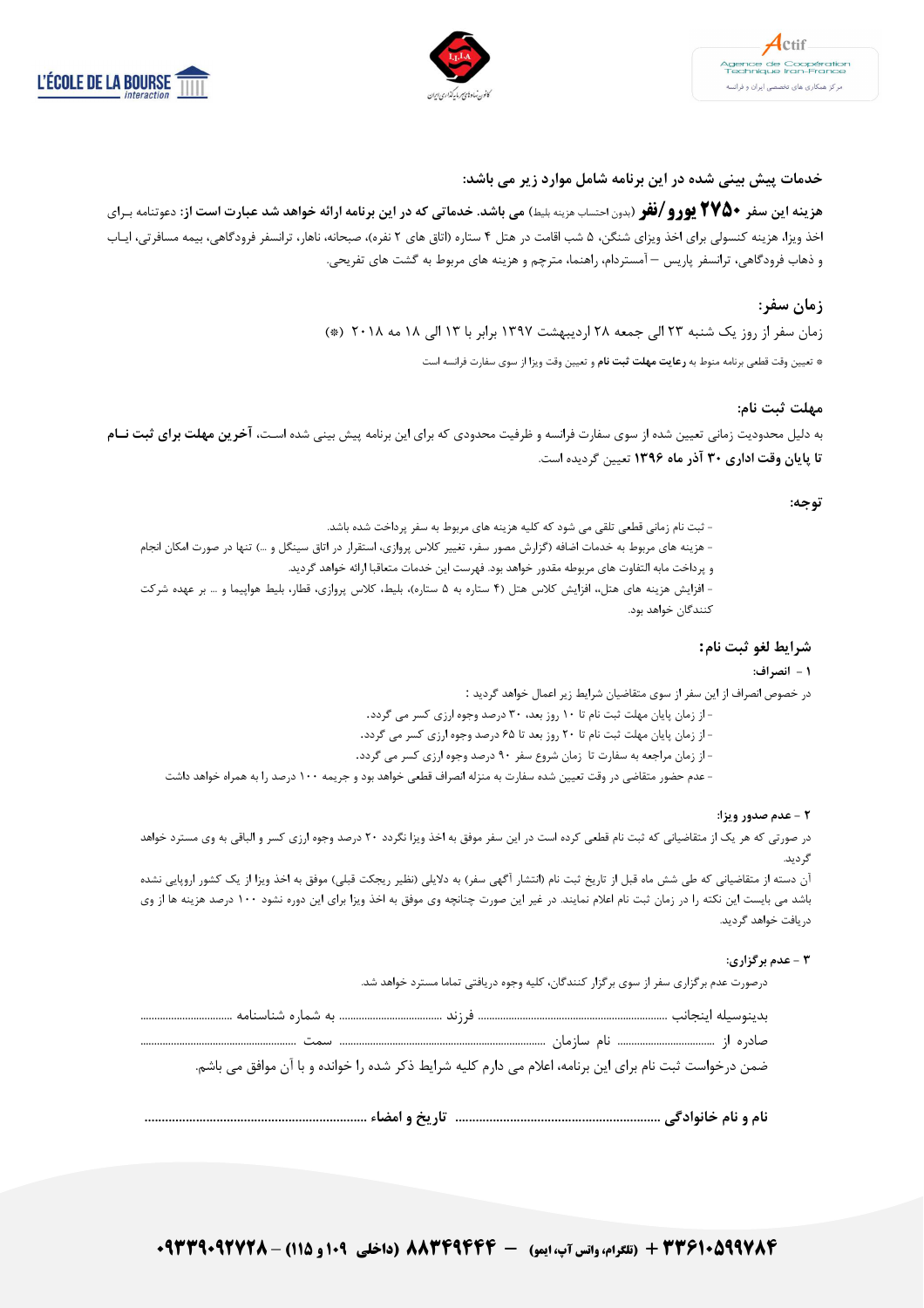L'ÉCOLE DE LA BOURSE interaction

کانون نهادهای سرمایه گذاری ایران

Actif
Agence de Coopération Technique Iran-France
مرکز همکاری های تخصصی ایران و فرانسه

**خدمات پیش بینی شده در این برنامه شامل موارد زیر می باشد:**

**هزینه این سفر ۲۷۵۰ یورو/نفر** (بدون احتساب هزینه بلیط) **می باشد. خدماتی که در این برنامه ارائه خواهد شد عبارت است از:** دعوتنامه برای اخذ ویزا، هزینه کنسولی برای اخذ ویزای شنگن، ۵ شب اقامت در هتل ۴ ستاره (اتاق های ۲ نفره)، صبحانه، ناهار، ترانسفر فرودگاهی، بیمه مسافرتی، ایاب و ذهاب فرودگاهی، ترانسفر پاریس – آمستردام، راهنما، مترجم و هزینه های مربوط به گشت های تفریحی.

**زمان سفر:**

زمان سفر از روز یک شنبه ۲۳ الی جمعه ۲۸ اردیبهشت ۱۳۹۷ برابر با ۱۳ الی ۱۸ مه ۲۰۱۸ (*)

* تعیین وقت قطعی برنامه منوط به **رعایت مهلت ثبت نام** و تعیین وقت ویزا از سوی سفارت فرانسه است

**مهلت ثبت نام:**

به دلیل محدودیت زمانی تعیین شده از سوی سفارت فرانسه و ظرفیت محدودی که برای این برنامه پیش بینی شده است، **آخرین مهلت برای ثبت نام تا پایان وقت اداری ۳۰ آذر ماه ۱۳۹۶** تعیین گردیده است.

**توجه:**

- ثبت نام زمانی قطعی تلقی می شود که کلیه هزینه های مربوط به سفر پرداخت شده باشد.
- هزینه های مربوط به خدمات اضافه (گزارش مصور سفر، تغییر کلاس پروازی، استقرار در اتاق سینگل و ...) تنها در صورت امکان انجام و پرداخت مابه التفاوت های مربوطه مقدور خواهد بود. فهرست این خدمات متعاقبا ارائه خواهد گردید.
- افزایش هزینه های هتل، افزایش کلاس هتل (۴ ستاره به ۵ ستاره)، بلیط، کلاس پروازی، قطار، بلیط هواپیما و ... بر عهده شرکت کنندگان خواهد بود.

**شرایط لغو ثبت نام:**

**۱ – انصراف:**

در خصوص انصراف از این سفر از سوی متقاضیان شرایط زیر اعمال خواهد گردید :

- از زمان پایان مهلت ثبت نام تا ۱۰ روز بعد، ۳۰ درصد وجوه ارزی کسر می گردد.
- از زمان پایان مهلت ثبت نام تا ۲۰ روز بعد تا ۶۵ درصد وجوه ارزی کسر می گردد.
- از زمان مراجعه به سفارت تا زمان شروع سفر ۹۰ درصد وجوه ارزی کسر می گردد.
- عدم حضور متقاضی در وقت تعیین شده سفارت به منزله انصراف قطعی خواهد بود و جریمه ۱۰۰ درصد را به همراه خواهد داشت

**۲ – عدم صدور ویزا:**

در صورتی که هر یک از متقاضیانی که ثبت نام قطعی کرده است در این سفر موفق به اخذ ویزا نگردد ۲۰ درصد وجوه ارزی کسر و الباقی به وی مسترد خواهد گردید.

آن دسته از متقاضیانی که طی شش ماه قبل از تاریخ ثبت نام (انتشار آگهی سفر) به دلایلی (نظیر ریجکت قبلی) موفق به اخذ ویزا از یک کشور اروپایی نشده باشد می بایست این نکته را در زمان ثبت نام اعلام نمایند. در غیر این صورت چنانچه وی موفق به اخذ ویزا برای این دوره نشود ۱۰۰ درصد هزینه ها از وی دریافت خواهد گردید.

**۳ – عدم برگزاری:**

درصورت عدم برگزاری سفر از سوی برگزار کنندگان، کلیه وجوه دریافتی تماما مسترد خواهد شد.

بدینوسیله اینجانب ................................................ فرزند ................................ به شماره شناسنامه ..............................

صادره از ................................ نام سازمان ................................................ سمت ................................................

ضمن درخواست ثبت نام برای این برنامه، اعلام می دارم کلیه شرایط ذکر شده را خوانده و با آن موافق می باشم.

**نام و نام خانوادگی** ................................................ **تاریخ و امضاء** ................................................

**۳۳۶۱۰۵۹۹۷۸۴ + (تلگرام، واتس آپ، ایمو) – ۸۸۳۴۹۴۴۴ (داخلی ۱۰۹ و ۱۱۵) – ۰۹۳۳۹۰۹۲۷۲۸**